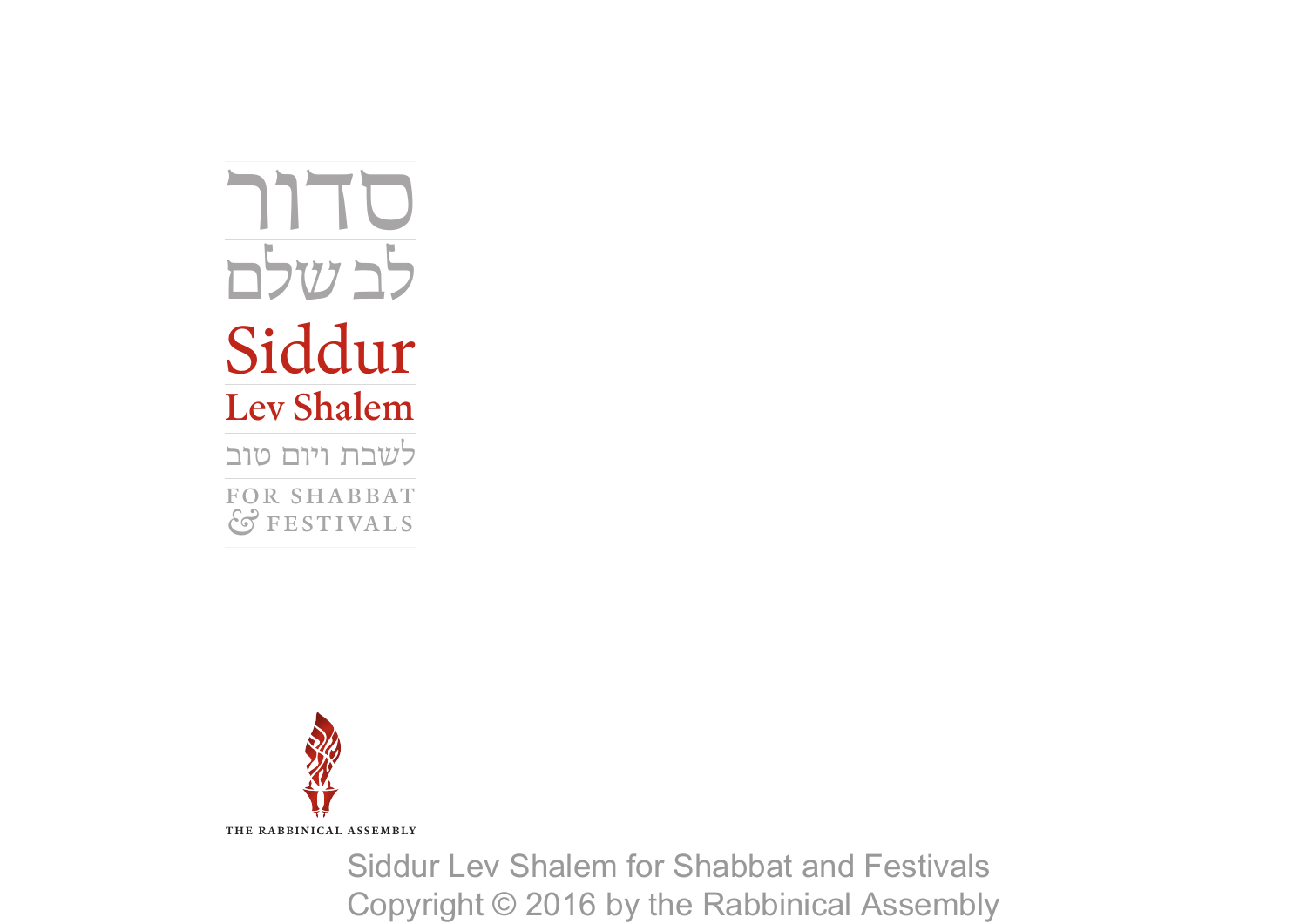# סדור
# לב שלם

# Siddur
## Lev Shalem

לשבת ויום טוב

FOR SHABBAT & FESTIVALS

THE RABBINICAL ASSEMBLY

Siddur Lev Shalem for Shabbat and Festivals
Copyright © 2016 by the Rabbinical Assembly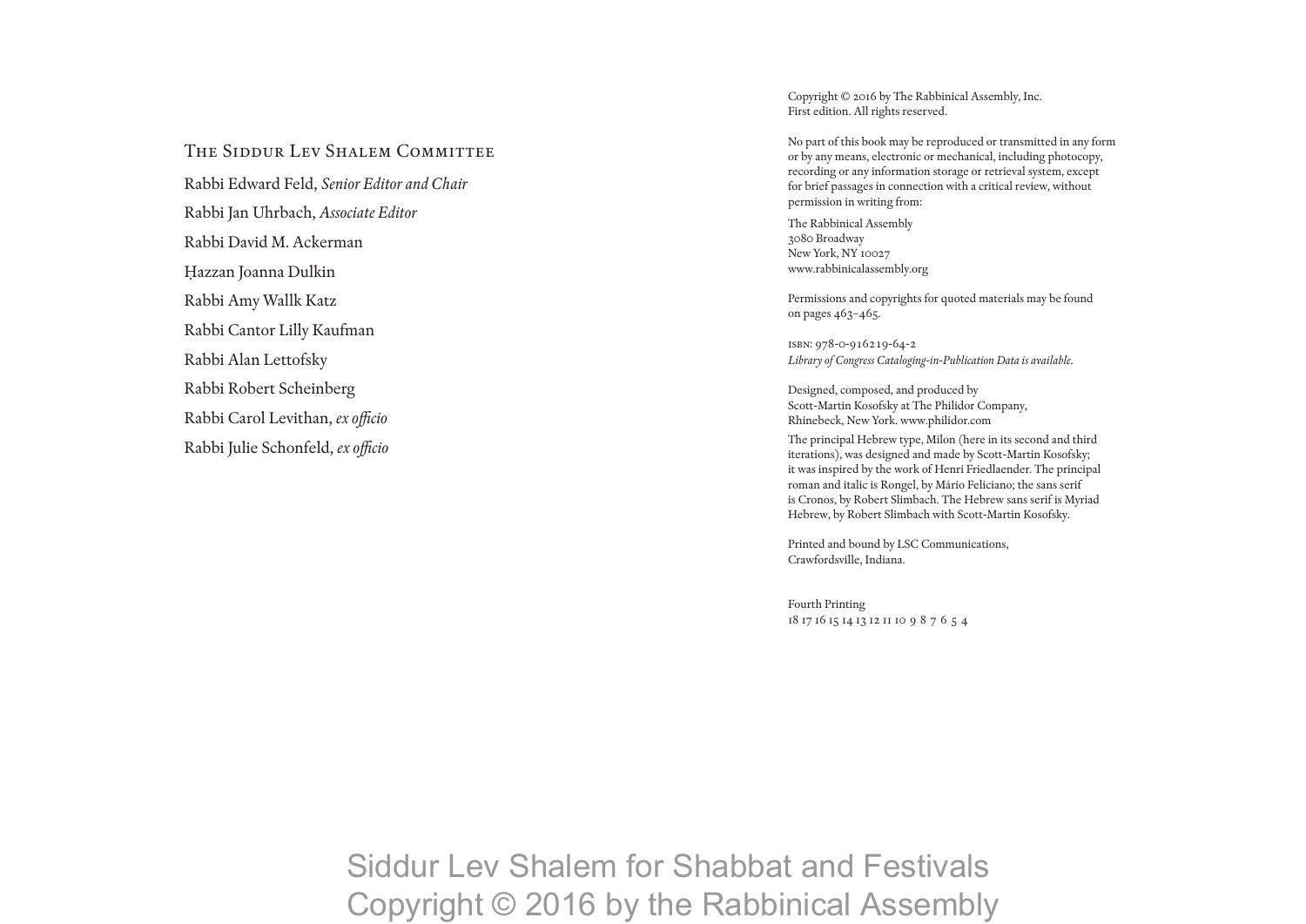## The Siddur Lev Shalem Committee

Rabbi Edward Feld, *Senior Editor and Chair*

Rabbi Jan Uhrbach, *Associate Editor*

Rabbi David M. Ackerman

Ḥazzan Joanna Dulkin

Rabbi Amy Wallk Katz

Rabbi Cantor Lilly Kaufman

Rabbi Alan Lettofsky

Rabbi Robert Scheinberg

Rabbi Carol Levithan, *ex officio*

Rabbi Julie Schonfeld, *ex officio*

Copyright © 2016 by The Rabbinical Assembly, Inc.
First edition. All rights reserved.

No part of this book may be reproduced or transmitted in any form or by any means, electronic or mechanical, including photocopy, recording or any information storage or retrieval system, except for brief passages in connection with a critical review, without permission in writing from:

The Rabbinical Assembly
3080 Broadway
New York, NY 10027
www.rabbinicalassembly.org

Permissions and copyrights for quoted materials may be found on pages 463–465.

isbn: 978-0-916219-64-2
*Library of Congress Cataloging-in-Publication Data is available.*

Designed, composed, and produced by Scott-Martin Kosofsky at The Philidor Company, Rhinebeck, New York. www.philidor.com

The principal Hebrew type, Milon (here in its second and third iterations), was designed and made by Scott-Martin Kosofsky; it was inspired by the work of Henri Friedlaender. The principal roman and italic is Rongel, by Mário Feliciano; the sans serif is Cronos, by Robert Slimbach. The Hebrew sans serif is Myriad Hebrew, by Robert Slimbach with Scott-Martin Kosofsky.

Printed and bound by LSC Communications, Crawfordsville, Indiana.

Fourth Printing
18 17 16 15 14 13 12 11 10 9 8 7 6 5 4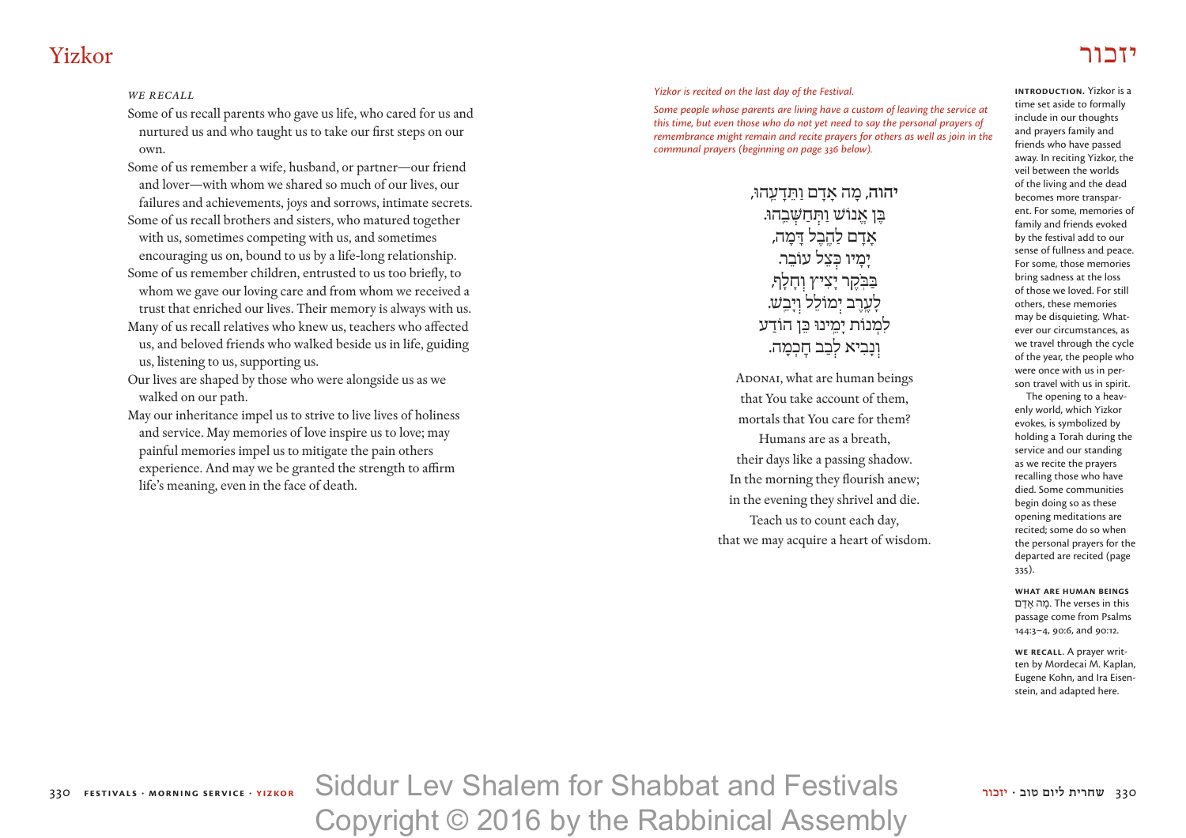# Yizkor

# יזכור

*Yizkor is recited on the last day of the Festival.*

*Some people whose parents are living have a custom of leaving the service at this time, but even those who do not yet need to say the personal prayers of remembrance might remain and recite prayers for others as well as join in the communal prayers (beginning on page 336 below).*

**יהוה**, מָה אָדָם וַתֵּדָעֵהוּ,
בֶּן אֱנוֹשׁ וַתְּחַשְּׁבֵהוּ.
אָדָם לַהֶבֶל דָּמָה,
יָמָיו כְּצֵל עוֹבֵר.
בַּבֹּקֶר יָצִיץ וְחָלָף,
לָעֶרֶב יְמוֹלֵל וְיָבֵשׁ.
לִמְנוֹת יָמֵינוּ כֵּן הוֹדַע
וְנָבִא לְבַב חָכְמָה.

Adonai, what are human beings
that You take account of them,
mortals that You care for them?
Humans are as a breath,
their days like a passing shadow.
In the morning they flourish anew;
in the evening they shrivel and die.
Teach us to count each day,
that we may acquire a heart of wisdom.

*WE RECALL*

Some of us recall parents who gave us life, who cared for us and nurtured us and who taught us to take our first steps on our own.

Some of us remember a wife, husband, or partner—our friend and lover—with whom we shared so much of our lives, our failures and achievements, joys and sorrows, intimate secrets.

Some of us recall brothers and sisters, who matured together with us, sometimes competing with us, and sometimes encouraging us on, bound to us by a life-long relationship.

Some of us remember children, entrusted to us too briefly, to whom we gave our loving care and from whom we received a trust that enriched our lives. Their memory is always with us.

Many of us recall relatives who knew us, teachers who affected us, and beloved friends who walked beside us in life, guiding us, listening to us, supporting us.

Our lives are shaped by those who were alongside us as we walked on our path.

May our inheritance impel us to strive to live lives of holiness and service. May memories of love inspire us to love; may painful memories impel us to mitigate the pain others experience. And may we be granted the strength to affirm life's meaning, even in the face of death.

**INTRODUCTION.** Yizkor is a time set aside to formally include in our thoughts and prayers family and friends who have passed away. In reciting Yizkor, the veil between the worlds of the living and the dead becomes more transparent. For some, memories of family and friends evoked by the festival add to our sense of fullness and peace. For some, those memories bring sadness at the loss of those we loved. For still others, these memories may be disquieting. Whatever our circumstances, as we travel through the cycle of the year, the people who were once with us in person travel with us in spirit.

The opening to a heavenly world, which Yizkor evokes, is symbolized by holding a Torah during the service and our standing as we recite the prayers recalling those who have died. Some communities begin doing so as these opening meditations are recited; some do so when the personal prayers for the departed are recited (page 335).

**WHAT ARE HUMAN BEINGS** מָה אָדָם. The verses in this passage come from Psalms 144:3–4, 90:6, and 90:12.

**WE RECALL.** A prayer written by Mordecai M. Kaplan, Eugene Kohn, and Ira Eisenstein, and adapted here.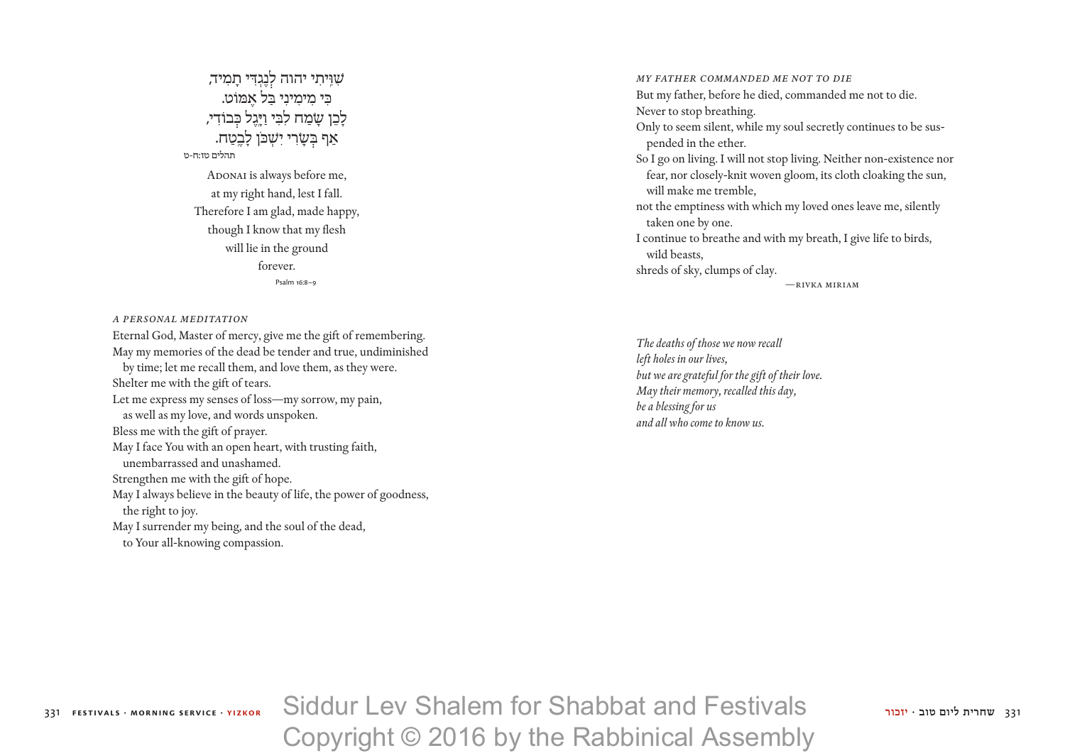שִׁוִּיתִי יהוה לְנֶגְדִּי תָמִיד,
כִּי מִימִינִי בַּל אֶמּוֹט.
לָכֵן שָׂמַח לִבִּי וַיָּגֶל כְּבוֹדִי,
אַף בְּשָׂרִי יִשְׁכֹּן לָבֶטַח.
תהלים טז:ח-ט

Adonai is always before me,
at my right hand, lest I fall.
Therefore I am glad, made happy,
though I know that my flesh
will lie in the ground
forever.
Psalm 16:8–9

### *A PERSONAL MEDITATION*

Eternal God, Master of mercy, give me the gift of remembering.
May my memories of the dead be tender and true, undiminished by time; let me recall them, and love them, as they were.
Shelter me with the gift of tears.
Let me express my senses of loss—my sorrow, my pain, as well as my love, and words unspoken.
Bless me with the gift of prayer.
May I face You with an open heart, with trusting faith, unembarrassed and unashamed.
Strengthen me with the gift of hope.
May I always believe in the beauty of life, the power of goodness, the right to joy.
May I surrender my being, and the soul of the dead, to Your all-knowing compassion.

### *MY FATHER COMMANDED ME NOT TO DIE*

But my father, before he died, commanded me not to die.
Never to stop breathing.
Only to seem silent, while my soul secretly continues to be suspended in the ether.
So I go on living. I will not stop living. Neither non-existence nor fear, nor closely-knit woven gloom, its cloth cloaking the sun, will make me tremble,
not the emptiness with which my loved ones leave me, silently taken one by one.
I continue to breathe and with my breath, I give life to birds, wild beasts,
shreds of sky, clumps of clay.

—Rivka Miriam

*The deaths of those we now recall*
*left holes in our lives,*
*but we are grateful for the gift of their love.*
*May their memory, recalled this day,*
*be a blessing for us*
*and all who come to know us.*

Siddur Lev Shalem for Shabbat and Festivals
Copyright © 2016 by the Rabbinical Assembly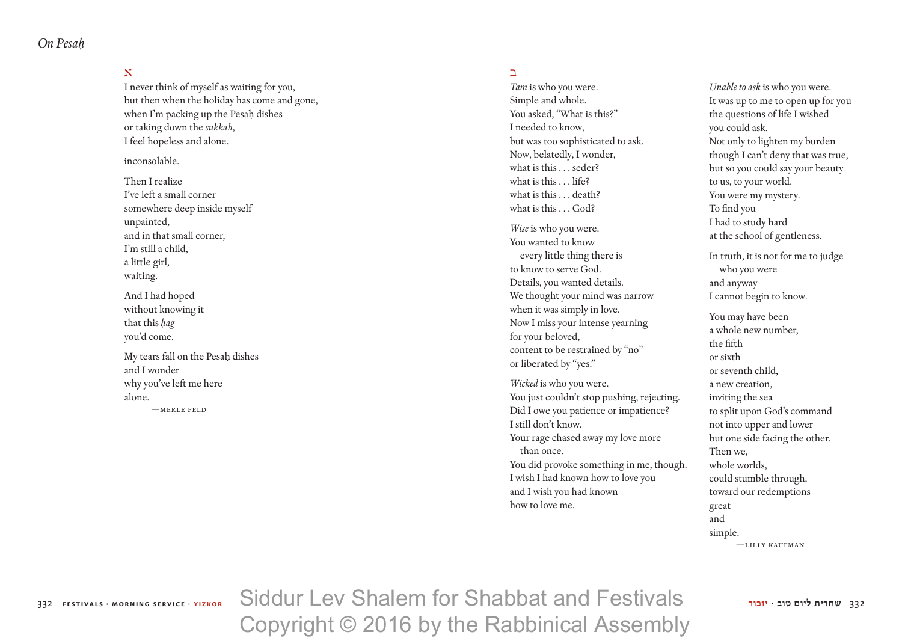*On Pesaḥ*

א

I never think of myself as waiting for you,
but then when the holiday has come and gone,
when I'm packing up the Pesaḥ dishes
or taking down the *sukkah*,
I feel hopeless and alone.

inconsolable.

Then I realize
I've left a small corner
somewhere deep inside myself
unpainted,
and in that small corner,
I'm still a child,
a little girl,
waiting.

And I had hoped
without knowing it
that this *ḥag*
you'd come.

My tears fall on the Pesaḥ dishes
and I wonder
why you've left me here
alone.

—MERLE FELD

ב

*Tam* is who you were.
Simple and whole.
You asked, "What is this?"
I needed to know,
but was too sophisticated to ask.
Now, belatedly, I wonder,
what is this . . . seder?
what is this . . . life?
what is this . . . death?
what is this . . . God?

*Wise* is who you were.
You wanted to know
every little thing there is
to know to serve God.
Details, you wanted details.
We thought your mind was narrow
when it was simply in love.
Now I miss your intense yearning
for your beloved,
content to be restrained by "no"
or liberated by "yes."

*Wicked* is who you were.
You just couldn't stop pushing, rejecting.
Did I owe you patience or impatience?
I still don't know.
Your rage chased away my love more
than once.
You did provoke something in me, though.
I wish I had known how to love you
and I wish you had known
how to love me.

*Unable to ask* is who you were.
It was up to me to open up for you
the questions of life I wished
you could ask.
Not only to lighten my burden
though I can't deny that was true,
but so you could say your beauty
to us, to your world.
You were my mystery.
To find you
I had to study hard
at the school of gentleness.

In truth, it is not for me to judge
who you were
and anyway
I cannot begin to know.

You may have been
a whole new number,
the fifth
or sixth
or seventh child,
a new creation,
inviting the sea
to split upon God's command
not into upper and lower
but one side facing the other.
Then we,
whole worlds,
could stumble through,
toward our redemptions
great
and
simple.

—LILLY KAUFMAN

Siddur Lev Shalem for Shabbat and Festivals
Copyright © 2016 by the Rabbinical Assembly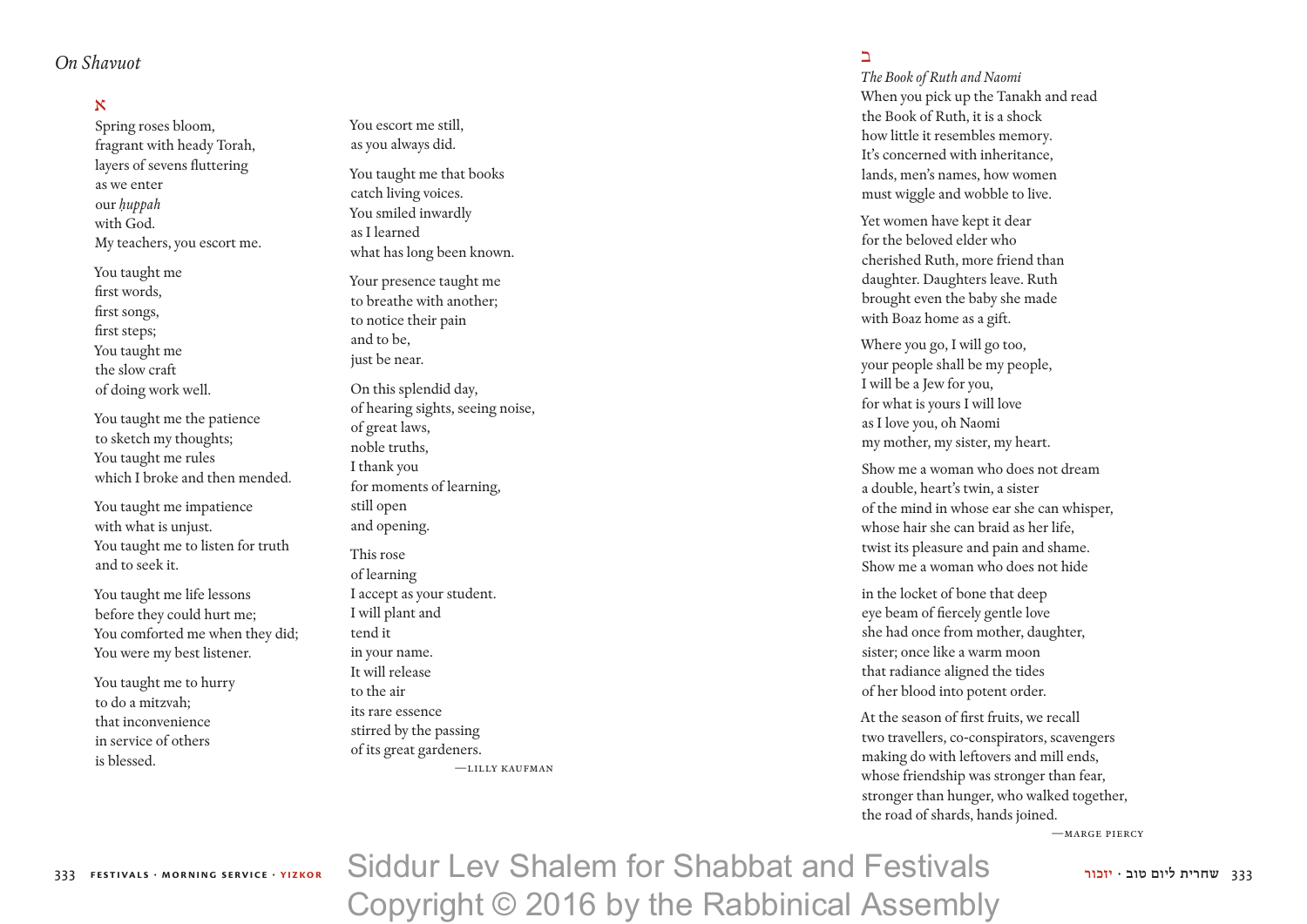*On Shavuot*

א

Spring roses bloom,
fragrant with heady Torah,
layers of sevens fluttering
as we enter
our *ḥuppah*
with God.
My teachers, you escort me.

You taught me
first words,
first songs,
first steps;
You taught me
the slow craft
of doing work well.

You taught me the patience
to sketch my thoughts;
You taught me rules
which I broke and then mended.

You taught me impatience
with what is unjust.
You taught me to listen for truth
and to seek it.

You taught me life lessons
before they could hurt me;
You comforted me when they did;
You were my best listener.

You taught me to hurry
to do a mitzvah;
that inconvenience
in service of others
is blessed.

You escort me still,
as you always did.

You taught me that books
catch living voices.
You smiled inwardly
as I learned
what has long been known.

Your presence taught me
to breathe with another;
to notice their pain
and to be,
just be near.

On this splendid day,
of hearing sights, seeing noise,
of great laws,
noble truths,
I thank you
for moments of learning,
still open
and opening.

This rose
of learning
I accept as your student.
I will plant and
tend it
in your name.
It will release
to the air
its rare essence
stirred by the passing
of its great gardeners.

—Lilly Kaufman

ב

*The Book of Ruth and Naomi*

When you pick up the Tanakh and read
the Book of Ruth, it is a shock
how little it resembles memory.
It's concerned with inheritance,
lands, men's names, how women
must wiggle and wobble to live.

Yet women have kept it dear
for the beloved elder who
cherished Ruth, more friend than
daughter. Daughters leave. Ruth
brought even the baby she made
with Boaz home as a gift.

Where you go, I will go too,
your people shall be my people,
I will be a Jew for you,
for what is yours I will love
as I love you, oh Naomi
my mother, my sister, my heart.

Show me a woman who does not dream
a double, heart's twin, a sister
of the mind in whose ear she can whisper,
whose hair she can braid as her life,
twist its pleasure and pain and shame.
Show me a woman who does not hide

in the locket of bone that deep
eye beam of fiercely gentle love
she had once from mother, daughter,
sister; once like a warm moon
that radiance aligned the tides
of her blood into potent order.

At the season of first fruits, we recall
two travellers, co-conspirators, scavengers
making do with leftovers and mill ends,
whose friendship was stronger than fear,
stronger than hunger, who walked together,
the road of shards, hands joined.

—Marge Piercy

Siddur Lev Shalem for Shabbat and Festivals
Copyright © 2016 by the Rabbinical Assembly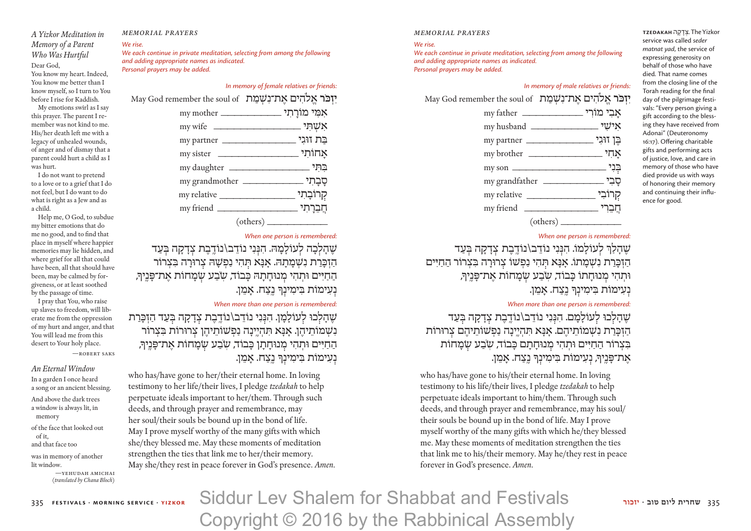## A Yizkor Meditation in Memory of a Parent Who Was Hurtful

Dear God,

You know my heart. Indeed, You know me better than I know myself, so I turn to You before I rise for Kaddish.

My emotions swirl as I say this prayer. The parent I remember was not kind to me. His/her death left me with a legacy of unhealed wounds, of anger and of dismay that a parent could hurt a child as I was hurt.

I do not want to pretend to a love or to a grief that I do not feel, but I do want to do what is right as a Jew and as a child.

Help me, O God, to subdue my bitter emotions that do me no good, and to find that place in myself where happier memories may lie hidden, and where grief for all that could have been, all that should have been, may be calmed by forgiveness, or at least soothed by the passage of time.

I pray that You, who raise up slaves to freedom, will liberate me from the oppression of my hurt and anger, and that You will lead me from this desert to Your holy place.

—ROBERT SAKS

## An Eternal Window

In a garden I once heard
a song or an ancient blessing.

And above the dark trees
a window is always lit, in
memory

of the face that looked out
of it,
and that face too

was in memory of another
lit window.

—YEHUDAH AMICHAI
(*translated by Chana Bloch*)

## MEMORIAL PRAYERS

*We rise.*

*We each continue in private meditation, selecting from among the following and adding appropriate names as indicated.*

*Personal prayers may be added.*

*In memory of female relatives or friends:*

May God remember the soul of יִזְכֹּר אֱלֹהִים אֶת־נִשְׁמַת

my mother ______ אִמִּי מוֹרָתִי

my wife ______ אִשְׁתִּי

my partner ______ בַּת זוּגִי

my sister ______ אֲחוֹתִי

my daughter ______ בִּתִּי

my grandmother ______ סָבָתִי

my relative ______ קְרוֹבָתִי

my friend ______ חֲבֵרָתִי

(others) ______

*When one person is remembered:*

שֶׁהָלְכָה לְעוֹלָמָהּ. הִנְנִי נוֹדֵב\נוֹדֶבֶת צְדָקָה בְּעַד הַזְכָּרַת נִשְׁמָתָהּ. אָנָּא תְּהִי נַפְשָׁהּ צְרוּרָה בִּצְרוֹר הַחַיִּים וּתְהִי מְנוּחָתָהּ כָּבוֹד, שֹׂבַע שְׂמָחוֹת אֶת־פָּנֶיךָ, נְעִימוֹת בִּימִינְךָ נֶצַח. אָמֵן.

*When more than one person is remembered:*

שֶׁהָלְכוּ לְעוֹלָמָן. הִנְנִי נוֹדֵב\נוֹדֶבֶת צְדָקָה בְּעַד הַזְכָּרַת נִשְׁמוֹתֵיהֶן. אָנָּא תִּהְיֶינָה נַפְשׁוֹתֵיהֶן צְרוּרוֹת בִּצְרוֹר הַחַיִּים וּתְהִי מְנוּחָתָן כָּבוֹד, שֹׂבַע שְׂמָחוֹת אֶת־פָּנֶיךָ, נְעִימוֹת בִּימִינְךָ נֶצַח. אָמֵן.

who has/have gone to her/their eternal home. In loving testimony to her life/their lives, I pledge *tzedakah* to help perpetuate ideals important to her/them. Through such deeds, and through prayer and remembrance, may her soul/their souls be bound up in the bond of life. May I prove myself worthy of the many gifts with which she/they blessed me. May these moments of meditation strengthen the ties that link me to her/their memory. May she/they rest in peace forever in God's presence. *Amen.*

## MEMORIAL PRAYERS

*We rise.*

*We each continue in private meditation, selecting from among the following and adding appropriate names as indicated.*

*Personal prayers may be added.*

*In memory of male relatives or friends:*

May God remember the soul of יִזְכֹּר אֱלֹהִים אֶת־נִשְׁמַת

my father ______ אָבִי מוֹרִי

my husband ______ אִישִׁי

my partner ______ בֶּן זוּגִי

my brother ______ אָחִי

my son ______ בְּנִי

my grandfather ______ סָבִי

my relative ______ קְרוֹבִי

my friend ______ חֲבֵרִי

(others) ______

*When one person is remembered:*

שֶׁהָלַךְ לְעוֹלָמוֹ. הִנְנִי נוֹדֵב\נוֹדֶבֶת צְדָקָה בְּעַד הַזְכָּרַת נִשְׁמָתוֹ. אָנָּא תְּהִי נַפְשׁוֹ צְרוּרָה בִּצְרוֹר הַחַיִּים וּתְהִי מְנוּחָתוֹ כָּבוֹד, שֹׂבַע שְׂמָחוֹת אֶת־פָּנֶיךָ, נְעִימוֹת בִּימִינְךָ נֶצַח. אָמֵן.

*When more than one person is remembered:*

שֶׁהָלְכוּ לְעוֹלָמָם. הִנְנִי נוֹדֵב\נוֹדֶבֶת צְדָקָה בְּעַד הַזְכָּרַת נִשְׁמוֹתֵיהֶם. אָנָּא תִּהְיֶינָה נַפְשׁוֹתֵיהֶם צְרוּרוֹת בִּצְרוֹר הַחַיִּים וּתְהִי מְנוּחָתָם כָּבוֹד, שֹׂבַע שְׂמָחוֹת אֶת־פָּנֶיךָ, נְעִימוֹת בִּימִינְךָ נֶצַח. אָמֵן.

who has/have gone to his/their eternal home. In loving testimony to his life/their lives, I pledge *tzedakah* to help perpetuate ideals important to him/them. Through such deeds, and through prayer and remembrance, may his soul/their souls be bound up in the bond of life. May I prove myself worthy of the many gifts with which he/they blessed me. May these moments of meditation strengthen the ties that link me to his/their memory. May he/they rest in peace forever in God's presence. *Amen.*

**TZEDAKAH** צְדָקָה. The Yizkor service was called *seder matnat yad*, the service of expressing generosity on behalf of those who have died. That name comes from the closing line of the Torah reading for the final day of the pilgrimage festivals: "Every person giving a gift according to the blessing they have received from Adonai" (Deuteronomy 16:17). Offering charitable gifts and performing acts of justice, love, and care in memory of those who have died provide us with ways of honoring their memory and continuing their influence for good.

Siddur Lev Shalem for Shabbat and Festivals
Copyright © 2016 by the Rabbinical Assembly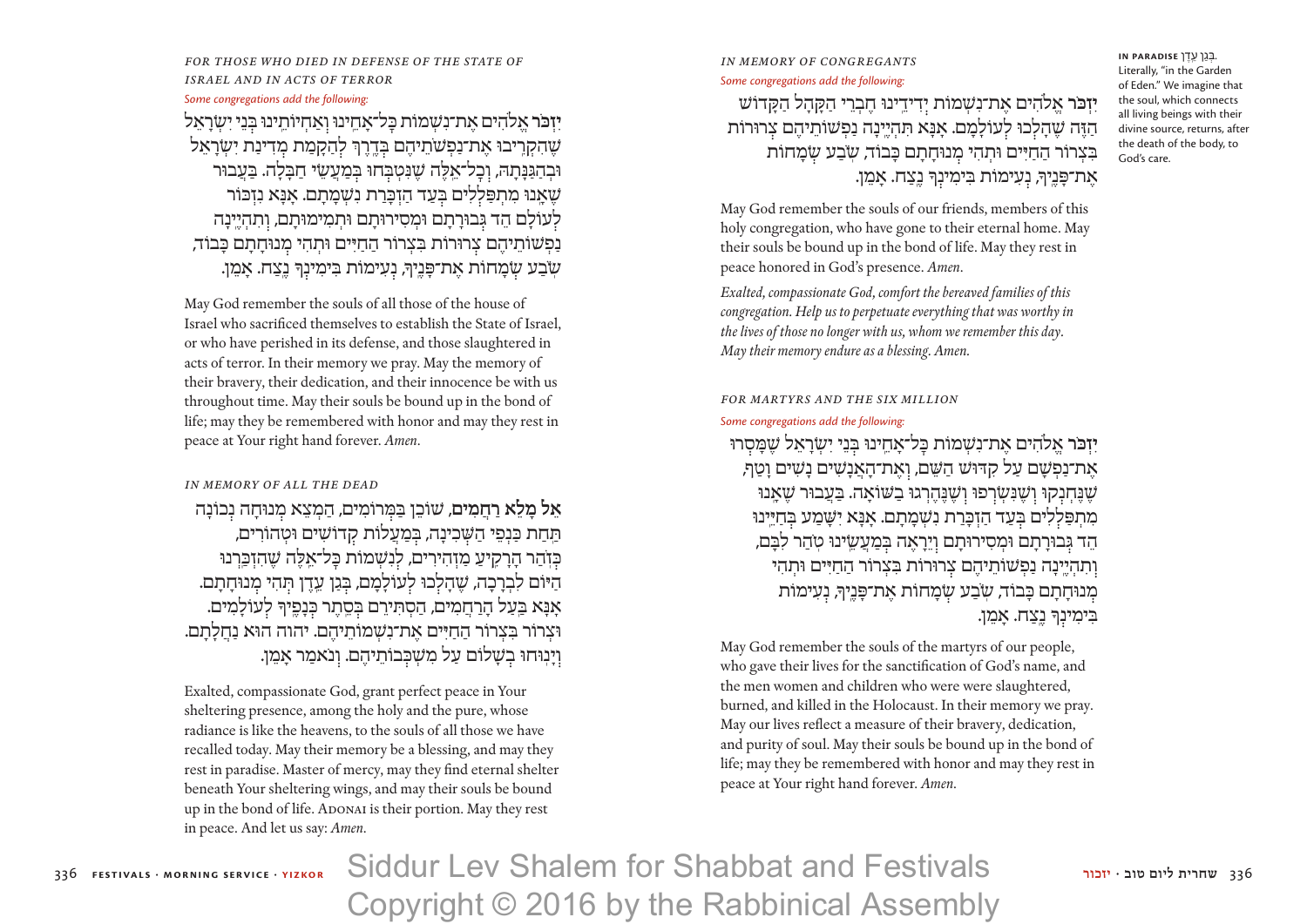*FOR THOSE WHO DIED IN DEFENSE OF THE STATE OF ISRAEL AND IN ACTS OF TERROR*

*Some congregations add the following:*

**יִזְכֹּר** אֱלֹהִים אֶת־נִשְׁמוֹת כָּל־אַחֵינוּ וְאַחְיוֹתֵינוּ בְּנֵי יִשְׂרָאֵל שֶׁהִקְרִיבוּ אֶת־נַפְשׁוֹתֵיהֶם בַּדֶּרֶךְ לַהֲקָמַת מְדִינַת יִשְׂרָאֵל וּבְהַגַּנָּתָהּ, וְכָל־אֵלֶּה שֶׁנִּטְבְּחוּ בְּמַעֲשֵׂי חַבָּלָה. בַּעֲבוּר שֶׁאָנוּ מִתְפַּלְּלִים בְּעַד הַזְכָּרַת נִשְׁמָתָם. אָנָּא נִזְכּוֹר לְעוֹלָם הֵד גְּבוּרָתָם וּמְסִירוּתָם וּתְמִימוּתָם, וְתִהְיֶינָה נַפְשׁוֹתֵיהֶם צְרוּרוֹת בִּצְרוֹר הַחַיִּים וּתְהִי מְנוּחָתָם כָּבוֹד, שֹׂבַע שְׂמָחוֹת אֶת־פָּנֶיךָ, נְעִימוֹת בִּימִינְךָ נֶצַח. אָמֵן.

May God remember the souls of all those of the house of Israel who sacrificed themselves to establish the State of Israel, or who have perished in its defense, and those slaughtered in acts of terror. In their memory we pray. May the memory of their bravery, their dedication, and their innocence be with us throughout time. May their souls be bound up in the bond of life; may they be remembered with honor and may they rest in peace at Your right hand forever. *Amen.*

*IN MEMORY OF ALL THE DEAD*

**אֵל מָלֵא רַחֲמִים**, שׁוֹכֵן בַּמְּרוֹמִים, הַמְצֵא מְנוּחָה נְכוֹנָה תַּחַת כַּנְפֵי הַשְּׁכִינָה, בְּמַעֲלוֹת קְדוֹשִׁים וּטְהוֹרִים, כְּזֹהַר הָרָקִיעַ מַזְהִירִים, לְנִשְׁמוֹת כָּל־אֵלֶּה שֶׁהִזְכַּרְנוּ הַיּוֹם לִבְרָכָה, שֶׁהָלְכוּ לְעוֹלָמָם, בְּגַן עֵדֶן תְּהִי מְנוּחָתָם. אָנָּא בַּעַל הָרַחֲמִים, הַסְתִּירֵם בְּסֵתֶר כְּנָפֶיךָ לְעוֹלָמִים. וּצְרוֹר בִּצְרוֹר הַחַיִּים אֶת־נִשְׁמוֹתֵיהֶם. יהוה הוּא נַחֲלָתָם. וְיָנוּחוּ בְשָׁלוֹם עַל מִשְׁכְּבוֹתֵיהֶם. וְנֹאמַר אָמֵן.

Exalted, compassionate God, grant perfect peace in Your sheltering presence, among the holy and the pure, whose radiance is like the heavens, to the souls of all those we have recalled today. May their memory be a blessing, and may they rest in paradise. Master of mercy, may they find eternal shelter beneath Your sheltering wings, and may their souls be bound up in the bond of life. ADONAI is their portion. May they rest in peace. And let us say: *Amen.*

*IN MEMORY OF CONGREGANTS*

*Some congregations add the following:*

**יִזְכֹּר** אֱלֹהִים אֶת־נִשְׁמוֹת יְדִידֵינוּ חֶבְרֵי הַקָּהָל הַקָּדוֹשׁ הַזֶּה שֶׁהָלְכוּ לְעוֹלָמָם. אָנָּא תִּהְיֶינָה נַפְשׁוֹתֵיהֶם צְרוּרוֹת בִּצְרוֹר הַחַיִּים וּתְהִי מְנוּחָתָם כָּבוֹד, שֹׂבַע שְׂמָחוֹת אֶת־פָּנֶיךָ, נְעִימוֹת בִּימִינְךָ נֶצַח. אָמֵן.

May God remember the souls of our friends, members of this holy congregation, who have gone to their eternal home. May their souls be bound up in the bond of life. May they rest in peace honored in God's presence. *Amen.*

*Exalted, compassionate God, comfort the bereaved families of this congregation. Help us to perpetuate everything that was worthy in the lives of those no longer with us, whom we remember this day. May their memory endure as a blessing. Amen.*

*FOR MARTYRS AND THE SIX MILLION*

*Some congregations add the following:*

**יִזְכֹּר** אֱלֹהִים אֶת־נִשְׁמוֹת כָּל־אַחֵינוּ בְּנֵי יִשְׂרָאֵל שֶׁמָּסְרוּ אֶת־נַפְשָׁם עַל קִדּוּשׁ הַשֵּׁם, וְאֶת־הָאֲנָשִׁים נָשִׁים וָטַף, שֶׁנֶּחְנְקוּ וְשֶׁנִּשְׂרְפוּ וְשֶׁנֶּהֶרְגוּ בַשּׁוֹאָה. בַּעֲבוּר שֶׁאָנוּ מִתְפַּלְּלִים בְּעַד הַזְכָּרַת נִשְׁמָתָם. אָנָּא יִשָּׁמַע בְּחַיֵּינוּ הֵד גְּבוּרָתָם וּמְסִירוּתָם וְיֵרָאֶה בְּמַעֲשֵׂינוּ טֹהַר לִבָּם, וְתִהְיֶינָה נַפְשׁוֹתֵיהֶם צְרוּרוֹת בִּצְרוֹר הַחַיִּים וּתְהִי מְנוּחָתָם כָּבוֹד, שֹׂבַע שְׂמָחוֹת אֶת־פָּנֶיךָ, נְעִימוֹת בִּימִינְךָ נֶצַח. אָמֵן.

May God remember the souls of the martyrs of our people, who gave their lives for the sanctification of God's name, and the men women and children who were were slaughtered, burned, and killed in the Holocaust. In their memory we pray. May our lives reflect a measure of their bravery, dedication, and purity of soul. May their souls be bound up in the bond of life; may they be remembered with honor and may they rest in peace at Your right hand forever. *Amen.*

**IN PARADISE** בְּגַן עֵדֶן. Literally, "in the Garden of Eden." We imagine that the soul, which connects all living beings with their divine source, returns, after the death of the body, to God's care.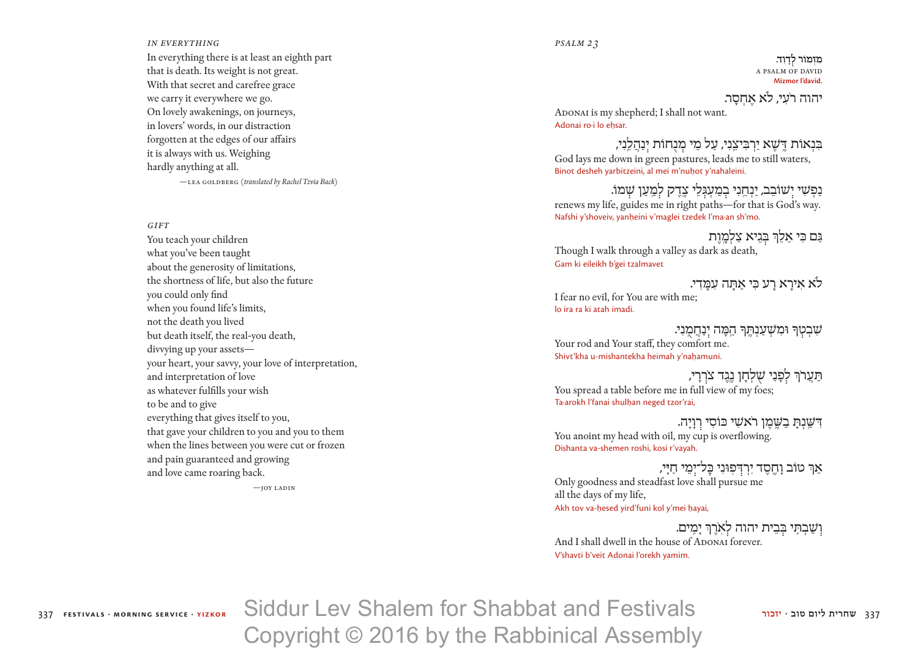*IN EVERYTHING*

In everything there is at least an eighth part
that is death. Its weight is not great.
With that secret and carefree grace
we carry it everywhere we go.
On lovely awakenings, on journeys,
in lovers' words, in our distraction
forgotten at the edges of our affairs
it is always with us. Weighing
hardly anything at all.

—LEA GOLDBERG (*translated by Rachel Tzvia Back*)

*GIFT*

You teach your children
what you've been taught
about the generosity of limitations,
the shortness of life, but also the future
you could only find
when you found life's limits,
not the death you lived
but death itself, the real-you death,
divvying up your assets—
your heart, your savvy, your love of interpretation,
and interpretation of love
as whatever fulfills your wish
to be and to give
everything that gives itself to you,
that gave your children to you and you to them
when the lines between you were cut or frozen
and pain guaranteed and growing
and love came roaring back.

—JOY LADIN

*PSALM 23*

מִזְמוֹר לְדָוִד.
A PSALM OF DAVID
Mizmor l'david.

יהוה רֹעִי, לֹא אֶחְסָר.
ADONAI is my shepherd; I shall not want.
Adonai ro·i lo eḥsar.

בִּנְאוֹת דֶּשֶׁא יַרְבִּיצֵנִי, עַל מֵי מְנֻחוֹת יְנַהֲלֵנִי,
God lays me down in green pastures, leads me to still waters,
Binot desheh yarbitzeini, al mei m'nuḥot y'nahaleini.

נַפְשִׁי יְשׁוֹבֵב, יַנְחֵנִי בְמַעְגְּלֵי צֶדֶק לְמַעַן שְׁמוֹ.
renews my life, guides me in right paths—for that is God's way.
Nafshi y'shoveiv, yanḥeini v'maglei tzedek l'ma·an sh'mo.

גַּם כִּי אֵלֵךְ בְּגֵיא צַלְמָוֶת
Though I walk through a valley as dark as death,
Gam ki eileikh b'gei tzalmavet

לֹא אִירָא רָע כִּי אַתָּה עִמָּדִי.
I fear no evil, for You are with me;
lo ira ra ki atah imadi.

שִׁבְטְךָ וּמִשְׁעַנְתֶּךָ הֵמָּה יְנַחֲמֻנִי.
Your rod and Your staff, they comfort me.
Shivt'kha u-mishantekha heimah y'naḥamuni.

תַּעֲרֹךְ לְפָנַי שֻׁלְחָן נֶגֶד צֹרְרָי,
You spread a table before me in full view of my foes;
Ta·arokh l'fanai shulḥan neged tzor'rai,

דִּשַּׁנְתָּ בַשֶּׁמֶן רֹאשִׁי כּוֹסִי רְוָיָה.
You anoint my head with oil, my cup is overflowing.
Dishanta va-shemen roshi, kosi r'vayah.

אַךְ טוֹב וָחֶסֶד יִרְדְּפוּנִי כָּל־יְמֵי חַיָּי,
Only goodness and steadfast love shall pursue me
all the days of my life,
Akh tov va-ḥesed yird'funi kol y'mei ḥayai,

וְשַׁבְתִּי בְּבֵית יהוה לְאֹרֶךְ יָמִים.
And I shall dwell in the house of ADONAI forever.
V'shavti b'veit Adonai l'orekh yamim.

Siddur Lev Shalem for Shabbat and Festivals
Copyright © 2016 by the Rabbinical Assembly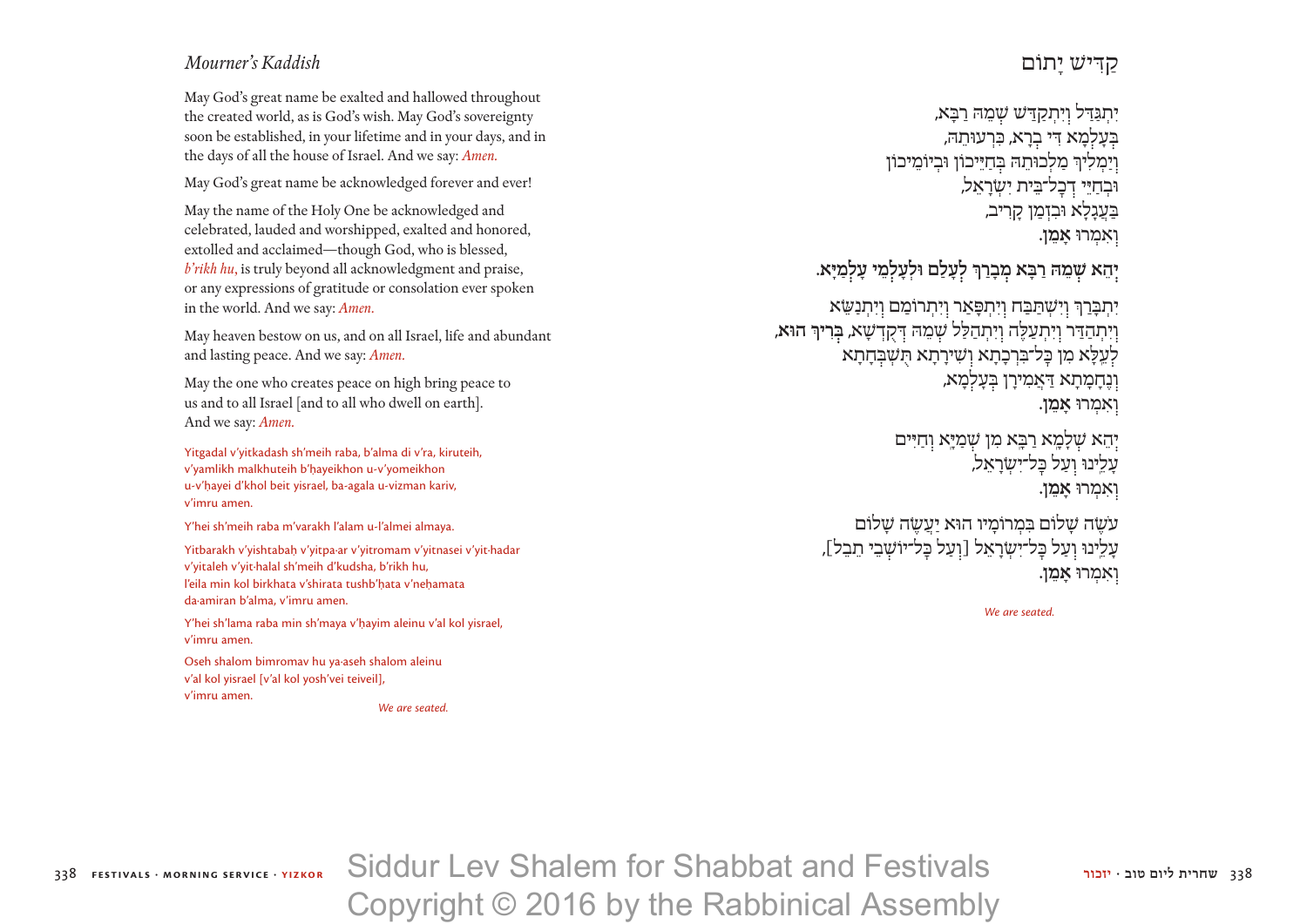## *Mourner's Kaddish*

May God's great name be exalted and hallowed throughout the created world, as is God's wish. May God's sovereignty soon be established, in your lifetime and in your days, and in the days of all the house of Israel. And we say: *Amen.*

May God's great name be acknowledged forever and ever!

May the name of the Holy One be acknowledged and celebrated, lauded and worshipped, exalted and honored, extolled and acclaimed—though God, who is blessed, *b'rikh hu*, is truly beyond all acknowledgment and praise, or any expressions of gratitude or consolation ever spoken in the world. And we say: *Amen.*

May heaven bestow on us, and on all Israel, life and abundant and lasting peace. And we say: *Amen.*

May the one who creates peace on high bring peace to us and to all Israel [and to all who dwell on earth]. And we say: *Amen.*

Yitgadal v'yitkadash sh'meih raba, b'alma di v'ra, kiruteih, v'yamlikh malkhuteih b'ḥayeikhon u-v'yomeikhon u-v'ḥayei d'khol beit yisrael, ba-agala u-vizman kariv, v'imru amen.

Y'hei sh'meih raba m'varakh l'alam u-l'almei almaya.

Yitbarakh v'yishtabaḥ v'yitpa·ar v'yitromam v'yitnasei v'yit·hadar v'yitaleh v'yit·halal sh'meih d'kudsha, b'rikh hu, l'eila min kol birkhata v'shirata tushb'ḥata v'neḥamata da·amiran b'alma, v'imru amen.

Y'hei sh'lama raba min sh'maya v'ḥayim aleinu v'al kol yisrael, v'imru amen.

Oseh shalom bimromav hu ya·aseh shalom aleinu v'al kol yisrael [v'al kol yosh'vei teiveil], v'imru amen.

*We are seated.*

## קַדִּישׁ יָתוֹם

יִתְגַּדַּל וְיִתְקַדַּשׁ שְׁמֵהּ רַבָּא,
בְּעָלְמָא דִּי בְרָא, כִּרְעוּתֵהּ,
וְיַמְלִיךְ מַלְכוּתֵהּ בְּחַיֵּיכוֹן וּבְיוֹמֵיכוֹן
וּבְחַיֵּי דְכָל־בֵּית יִשְׂרָאֵל,
בַּעֲגָלָא וּבִזְמַן קָרִיב,
וְאִמְרוּ **אָמֵן**.

**יְהֵא שְׁמֵהּ רַבָּא מְבָרַךְ לְעָלַם וּלְעָלְמֵי עָלְמַיָּא.**

יִתְבָּרַךְ וְיִשְׁתַּבַּח וְיִתְפָּאַר וְיִתְרוֹמַם וְיִתְנַשֵּׂא
וְיִתְהַדַּר וְיִתְעַלֶּה וְיִתְהַלַּל שְׁמֵהּ דְּקֻדְשָׁא, **בְּרִיךְ הוּא**,
לְעֵלָּא מִן כָּל־בִּרְכָתָא וְשִׁירָתָא תֻּשְׁבְּחָתָא
וְנֶחָמָתָא דַּאֲמִירָן בְּעָלְמָא,
וְאִמְרוּ **אָמֵן**.

יְהֵא שְׁלָמָא רַבָּא מִן שְׁמַיָּא וְחַיִּים
עָלֵינוּ וְעַל כָּל־יִשְׂרָאֵל,
וְאִמְרוּ **אָמֵן**.

עֹשֶׂה שָׁלוֹם בִּמְרוֹמָיו הוּא יַעֲשֶׂה שָׁלוֹם
עָלֵינוּ וְעַל כָּל־יִשְׂרָאֵל [וְעַל כָּל־יוֹשְׁבֵי תֵבֵל],
וְאִמְרוּ **אָמֵן**.

*We are seated.*

Siddur Lev Shalem for Shabbat and Festivals
Copyright © 2016 by the Rabbinical Assembly